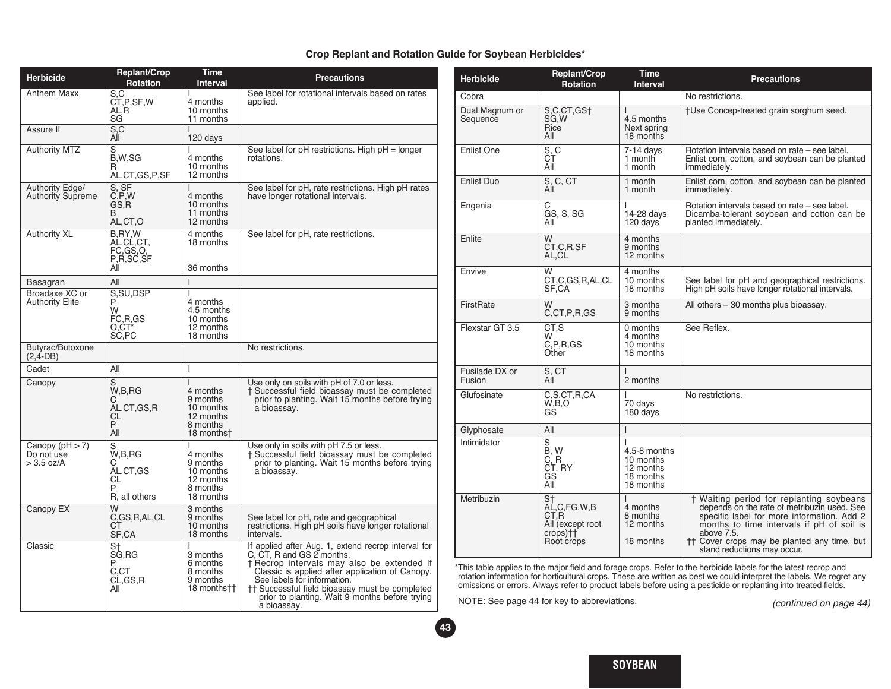## Crop Replant and Rotation Guide for Soybean Herbicides*

| Herbicide | Replant/Crop Rotation | Time Interval | Precautions |
|---|---|---|---|
| Anthem Maxx | S,C<br>CT,P,SF,W<br>AL,R<br>SG | I<br>4 months<br>10 months<br>11 months | See label for rotational intervals based on rates applied. |
| Assure II | S,C<br>All | I<br>120 days | |
| Authority MTZ | S<br>B,W,SG<br>R<br>AL,CT,GS,P,SF | I<br>4 months<br>10 months<br>12 months | See label for pH restrictions. High pH = longer rotations. |
| Authority Edge/ Authority Supreme | S, SF<br>C,P,W<br>GS,R<br>B<br>AL,CT,O | I<br>4 months<br>10 months<br>11 months<br>12 months | See label for pH, rate restrictions. High pH rates have longer rotational intervals. |
| Authority XL | B,RY,W<br>AL,CL,CT,<br>FC,GS,O,<br>P,R,SC,SF<br>All | 4 months<br>18 months<br><br><br>36 months | See label for pH, rate restrictions. |
| Basagran | All | I | |
| Broadaxe XC or Authority Elite | S,SU,DSP<br>P<br>W<br>FC,R,GS<br>O,CT*<br>SC,PC | I<br>4 months<br>4.5 months<br>10 months<br>12 months<br>18 months | |
| Butyrac/Butoxone (2,4-DB) | | | No restrictions. |
| Cadet | All | I | |
| Canopy | S<br>W,B,RG<br>C<br>AL,CT,GS,R<br>CL<br>P<br>All | I<br>4 months<br>9 months<br>10 months<br>12 months<br>8 months<br>18 months† | Use only on soils with pH of 7.0 or less.<br>† Successful field bioassay must be completed prior to planting. Wait 15 months before trying a bioassay. |
| Canopy (pH > 7) Do not use > 3.5 oz/A | S<br>W,B,RG<br>C<br>AL,CT,GS<br>CL<br>P<br>R, all others | I<br>4 months<br>9 months<br>10 months<br>12 months<br>8 months<br>18 months | Use only in soils with pH 7.5 or less.<br>† Successful field bioassay must be completed prior to planting. Wait 15 months before trying a bioassay. |
| Canopy EX | W<br>C,GS,R,AL,CL<br>CT<br>SF,CA | 3 months<br>9 months<br>10 months<br>18 months | See label for pH, rate and geographical restrictions. High pH soils have longer rotational intervals. |
| Classic | S†<br>SG,RG<br>P<br>C,CT<br>CL,GS,R<br>All | I<br>3 months<br>6 months<br>8 months<br>9 months<br>18 months†† | If applied after Aug. 1, extend recrop interval for C, CT, R and GS 2 months.<br>† Recrop intervals may also be extended if Classic is applied after application of Canopy. See labels for information.<br>†† Successful field bioassay must be completed prior to planting. Wait 9 months before trying a bioassay. |
| Cobra | | | No restrictions. |
| Dual Magnum or Sequence | S,C,CT,GS†<br>SG,W<br>Rice<br>All | I<br>4.5 months<br>Next spring<br>18 months | †Use Concep-treated grain sorghum seed. |
| Enlist One | S, C<br>CT<br>All | 7-14 days<br>1 month<br>1 month | Rotation intervals based on rate – see label. Enlist corn, cotton, and soybean can be planted immediately. |
| Enlist Duo | S, C, CT<br>All | 1 month<br>1 month | Enlist corn, cotton, and soybean can be planted immediately. |
| Engenia | C<br>GS, S, SG<br>All | I<br>14-28 days<br>120 days | Rotation intervals based on rate – see label. Dicamba-tolerant soybean and cotton can be planted immediately. |
| Enlite | W<br>CT,C,R,SF<br>AL,CL | 4 months<br>9 months<br>12 months | |
| Envive | W<br>CT,C,GS,R,AL,CL<br>SF,CA | 4 months<br>10 months<br>18 months | See label for pH and geographical restrictions. High pH soils have longer rotational intervals. |
| FirstRate | W<br>C,CT,P,R,GS | 3 months<br>9 months | All others – 30 months plus bioassay. |
| Flexstar GT 3.5 | CT,S<br>W<br>C,P,R,GS<br>Other | 0 months<br>4 months<br>10 months<br>18 months | See Reflex. |
| Fusilade DX or Fusion | S, CT<br>All | I<br>2 months | |
| Glufosinate | C,S,CT,R,CA<br>W,B,O<br>GS | I<br>70 days<br>180 days | No restrictions. |
| Glyphosate | All | I | |
| Intimidator | S<br>B, W<br>C, R<br>CT, RY<br>GS<br>All | I<br>4.5-8 months<br>10 months<br>12 months<br>18 months<br>18 months | |
| Metribuzin | S†<br>AL,C,FG,W,B<br>CT,R<br>All (except root crops)††<br>Root crops | I<br>4 months<br>8 months<br>12 months<br><br>18 months | † Waiting period for replanting soybeans depends on the rate of metribuzin used. See specific label for more information. Add 2 months to time intervals if pH of soil is above 7.5.<br>†† Cover crops may be planted any time, but stand reductions may occur. |

*This table applies to the major field and forage crops. Refer to the herbicide labels for the latest recrop and rotation information for horticultural crops. These are written as best we could interpret the labels. We regret any omissions or errors. Always refer to product labels before using a pesticide or replanting into treated fields.

NOTE: See page 44 for key to abbreviations.

*(continued on page 44)*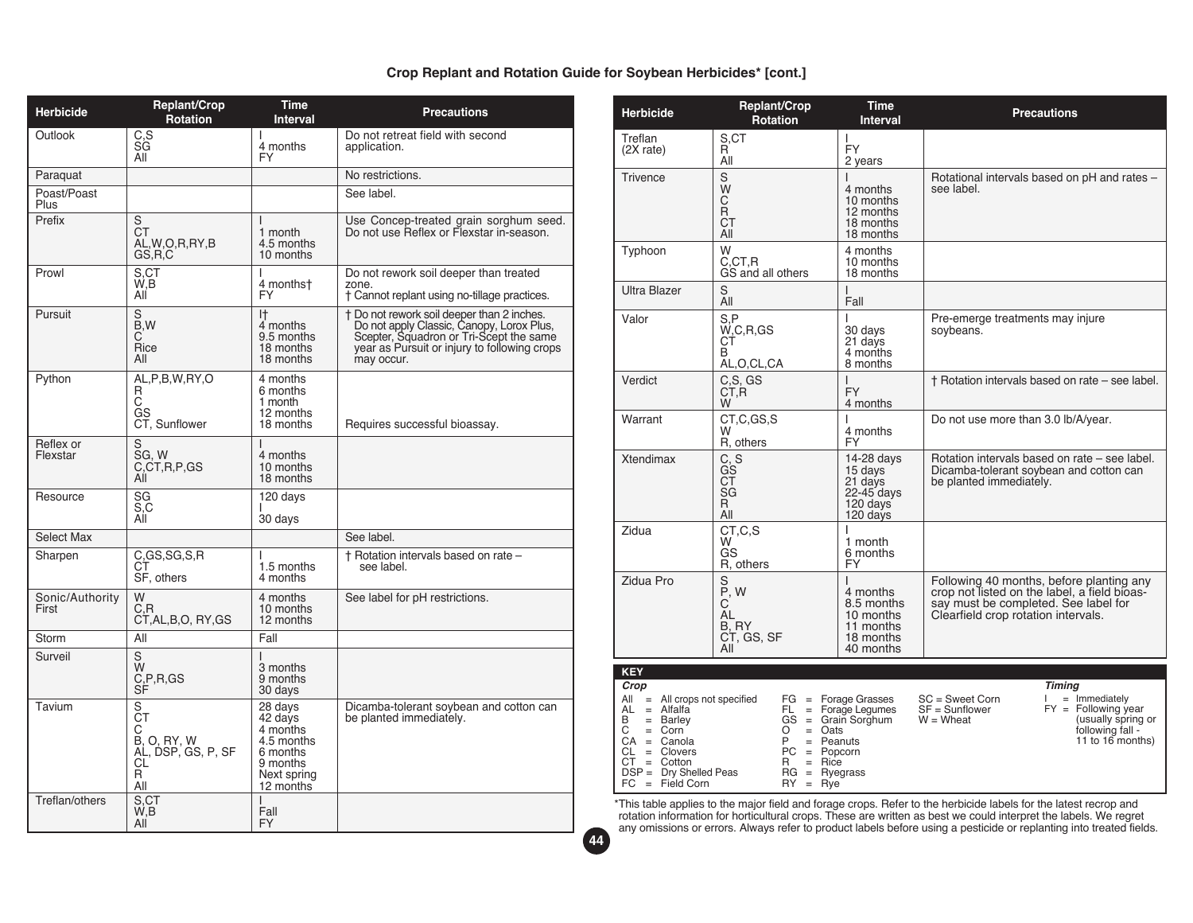## Crop Replant and Rotation Guide for Soybean Herbicides* [cont.]

| Herbicide | Replant/Crop Rotation | Time Interval | Precautions |
|---|---|---|---|
| Outlook | C,S<br>SG<br>All | I<br>4 months<br>FY | Do not retreat field with second application. |
| Paraquat | | | No restrictions. |
| Poast/Poast Plus | | | See label. |
| Prefix | S<br>CT<br>AL,W,O,R,RY,B<br>GS,R,C | I<br>1 month<br>4.5 months<br>10 months | Use Concep-treated grain sorghum seed. Do not use Reflex or Flexstar in-season. |
| Prowl | S,CT<br>W,B<br>All | I<br>4 months†<br>FY | Do not rework soil deeper than treated zone.<br>† Cannot replant using no-tillage practices. |
| Pursuit | S<br>B,W<br>C<br>Rice<br>All | I†<br>4 months<br>9.5 months<br>18 months<br>18 months | † Do not rework soil deeper than 2 inches. Do not apply Classic, Canopy, Lorox Plus, Scepter, Squadron or Tri-Scept the same year as Pursuit or injury to following crops may occur. |
| Python | AL,P,B,W,RY,O<br>R<br>C<br>GS<br>CT, Sunflower | 4 months<br>6 months<br>1 month<br>12 months<br>18 months | Requires successful bioassay. |
| Reflex or Flexstar | S<br>SG, W<br>C,CT,R,P,GS<br>All | I<br>4 months<br>10 months<br>18 months | |
| Resource | SG<br>S,C<br>All | 120 days<br>I<br>30 days | |
| Select Max | | | See label. |
| Sharpen | C,GS,SG,S,R<br>CT<br>SF, others | I<br>1.5 months<br>4 months | † Rotation intervals based on rate – see label. |
| Sonic/Authority First | W<br>C,R<br>CT,AL,B,O, RY,GS | 4 months<br>10 months<br>12 months | See label for pH restrictions. |
| Storm | All | Fall | |
| Surveil | S<br>W<br>C,P,R,GS<br>SF | I<br>3 months<br>9 months<br>30 days | |
| Tavium | S<br>CT<br>C<br>B, O, RY, W<br>AL, DSP, GS, P, SF<br>CL<br>R<br>All | 28 days<br>42 days<br>4 months<br>4.5 months<br>6 months<br>9 months<br>Next spring<br>12 months | Dicamba-tolerant soybean and cotton can be planted immediately. |
| Treflan/others | S,CT<br>W,B<br>All | I<br>Fall<br>FY | |
| Treflan (2X rate) | S,CT<br>R<br>All | I<br>FY<br>2 years | |
| Trivence | S<br>W<br>C<br>R<br>CT<br>All | I<br>4 months<br>10 months<br>12 months<br>18 months<br>18 months | Rotational intervals based on pH and rates – see label. |
| Typhoon | W<br>C,CT,R<br>GS and all others | 4 months<br>10 months<br>18 months | |
| Ultra Blazer | S<br>All | I<br>Fall | |
| Valor | S,P<br>W,C,R,GS<br>CT<br>B<br>AL,O,CL,CA | I<br>30 days<br>21 days<br>4 months<br>8 months | Pre-emerge treatments may injure soybeans. |
| Verdict | C,S, GS<br>CT,R<br>W | I<br>FY<br>4 months | † Rotation intervals based on rate – see label. |
| Warrant | CT,C,GS,S<br>W<br>R, others | I<br>4 months<br>FY | Do not use more than 3.0 lb/A/year. |
| Xtendimax | C, S<br>GS<br>CT<br>SG<br>R<br>All | 14-28 days<br>15 days<br>21 days<br>22-45 days<br>120 days<br>120 days | Rotation intervals based on rate – see label. Dicamba-tolerant soybean and cotton can be planted immediately. |
| Zidua | CT,C,S<br>W<br>GS<br>R, others | I<br>1 month<br>6 months<br>FY | |
| Zidua Pro | S<br>P, W<br>C<br>AL<br>B, RY<br>CT, GS, SF<br>All | I<br>4 months<br>8.5 months<br>10 months<br>11 months<br>18 months<br>40 months | Following 40 months, before planting any crop not listed on the label, a field bioassay must be completed. See label for Clearfield crop rotation intervals. |

**KEY**

***Crop***

- All = All crops not specified
- AL = Alfalfa
- B = Barley
- C = Corn
- CA = Canola
- CL = Clovers
- CT = Cotton
- DSP = Dry Shelled Peas
- FC = Field Corn
- FG = Forage Grasses
- FL = Forage Legumes
- GS = Grain Sorghum
- O = Oats
- P = Peanuts
- PC = Popcorn
- R = Rice
- RG = Ryegrass
- RY = Rye
- SC = Sweet Corn
- SF = Sunflower
- W = Wheat

***Timing***

- I = Immediately
- FY = Following year (usually spring or following fall - 11 to 16 months)

*This table applies to the major field and forage crops. Refer to the herbicide labels for the latest recrop and rotation information for horticultural crops. These are written as best we could interpret the labels. We regret any omissions or errors. Always refer to product labels before using a pesticide or replanting into treated fields.